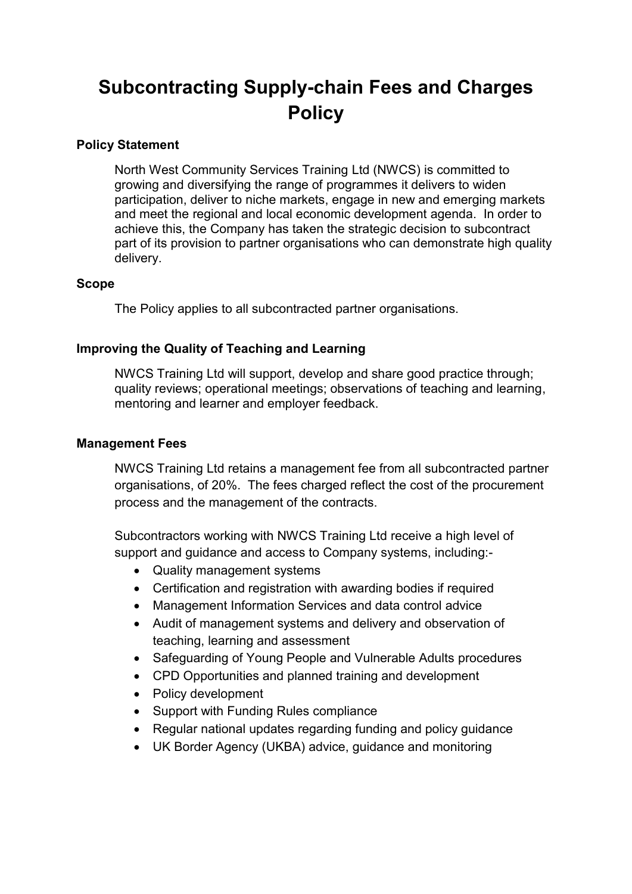# Subcontracting Supply-chain Fees and Charges Policy

## Policy Statement

North West Community Services Training Ltd (NWCS) is committed to growing and diversifying the range of programmes it delivers to widen participation, deliver to niche markets, engage in new and emerging markets and meet the regional and local economic development agenda. In order to achieve this, the Company has taken the strategic decision to subcontract part of its provision to partner organisations who can demonstrate high quality delivery.

## Scope

The Policy applies to all subcontracted partner organisations.

## Improving the Quality of Teaching and Learning

NWCS Training Ltd will support, develop and share good practice through; quality reviews; operational meetings; observations of teaching and learning, mentoring and learner and employer feedback.

## Management Fees

NWCS Training Ltd retains a management fee from all subcontracted partner organisations, of 20%. The fees charged reflect the cost of the procurement process and the management of the contracts.

Subcontractors working with NWCS Training Ltd receive a high level of support and guidance and access to Company systems, including:-

- Quality management systems
- Certification and registration with awarding bodies if required
- Management Information Services and data control advice
- Audit of management systems and delivery and observation of teaching, learning and assessment
- Safeguarding of Young People and Vulnerable Adults procedures
- CPD Opportunities and planned training and development
- Policy development
- Support with Funding Rules compliance
- Regular national updates regarding funding and policy guidance
- UK Border Agency (UKBA) advice, guidance and monitoring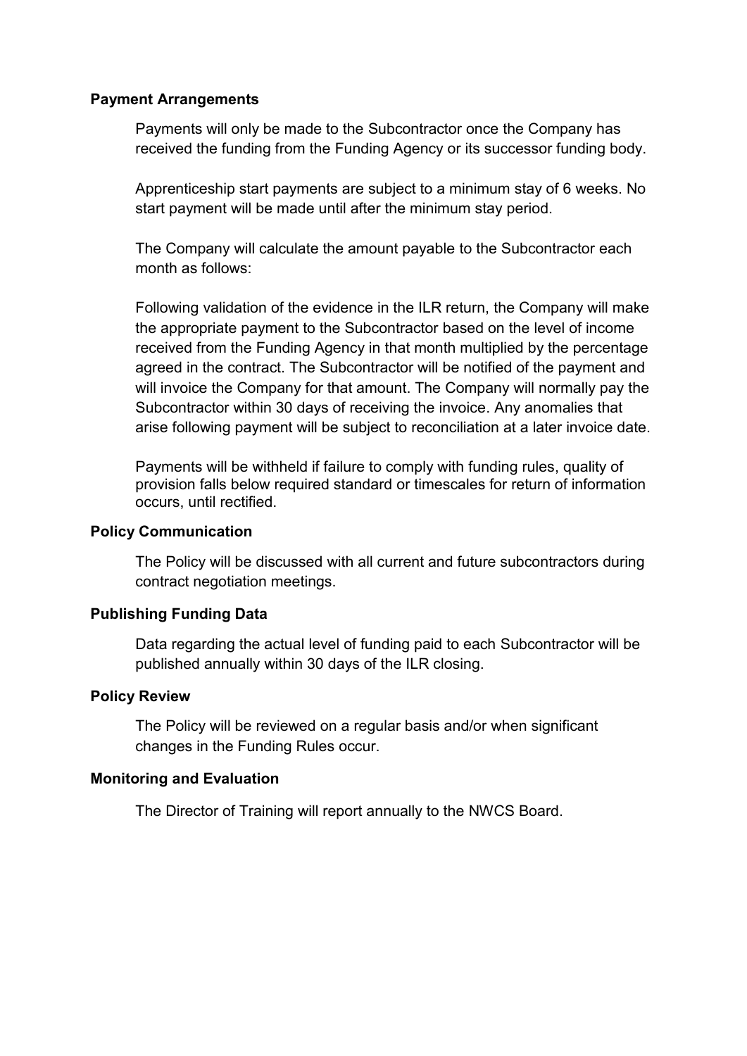**Payment Arrangements**

Payments will only be made to the Subcontractor once the Company has received the funding from the Funding Agency or its successor funding body.

Apprenticeship start payments are subject to a minimum stay of 6 weeks. No start payment will be made until after the minimum stay period.

The Company will calculate the amount payable to the Subcontractor each month as follows:

Following validation of the evidence in the ILR return, the Company will make the appropriate payment to the Subcontractor based on the level of income received from the Funding Agency in that month multiplied by the percentage agreed in the contract. The Subcontractor will be notified of the payment and will invoice the Company for that amount. The Company will normally pay the Subcontractor within 30 days of receiving the invoice. Any anomalies that arise following payment will be subject to reconciliation at a later invoice date.

Payments will be withheld if failure to comply with funding rules, quality of provision falls below required standard or timescales for return of information occurs, until rectified.

**Policy Communication**

The Policy will be discussed with all current and future subcontractors during contract negotiation meetings.

**Publishing Funding Data**

Data regarding the actual level of funding paid to each Subcontractor will be published annually within 30 days of the ILR closing.

**Policy Review**

The Policy will be reviewed on a regular basis and/or when significant changes in the Funding Rules occur.

**Monitoring and Evaluation**

The Director of Training will report annually to the NWCS Board.